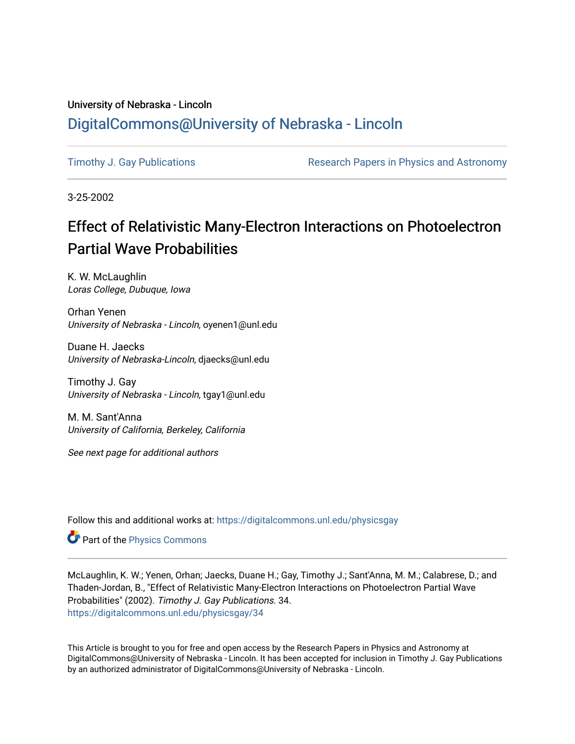University of Nebraska - Lincoln

## DigitalCommons@University of Nebraska - Lincoln

Timothy J. Gay Publications

Research Papers in Physics and Astronomy

3-25-2002

# Effect of Relativistic Many-Electron Interactions on Photoelectron Partial Wave Probabilities

K. W. McLaughlin
*Loras College, Dubuque, Iowa*

Orhan Yenen
*University of Nebraska - Lincoln*, oyenen1@unl.edu

Duane H. Jaecks
*University of Nebraska-Lincoln*, djaecks@unl.edu

Timothy J. Gay
*University of Nebraska - Lincoln*, tgay1@unl.edu

M. M. Sant'Anna
*University of California, Berkeley, California*

*See next page for additional authors*

Follow this and additional works at: https://digitalcommons.unl.edu/physicsgay

Part of the Physics Commons

McLaughlin, K. W.; Yenen, Orhan; Jaecks, Duane H.; Gay, Timothy J.; Sant'Anna, M. M.; Calabrese, D.; and Thaden-Jordan, B., "Effect of Relativistic Many-Electron Interactions on Photoelectron Partial Wave Probabilities" (2002). *Timothy J. Gay Publications*. 34.
https://digitalcommons.unl.edu/physicsgay/34

This Article is brought to you for free and open access by the Research Papers in Physics and Astronomy at DigitalCommons@University of Nebraska - Lincoln. It has been accepted for inclusion in Timothy J. Gay Publications by an authorized administrator of DigitalCommons@University of Nebraska - Lincoln.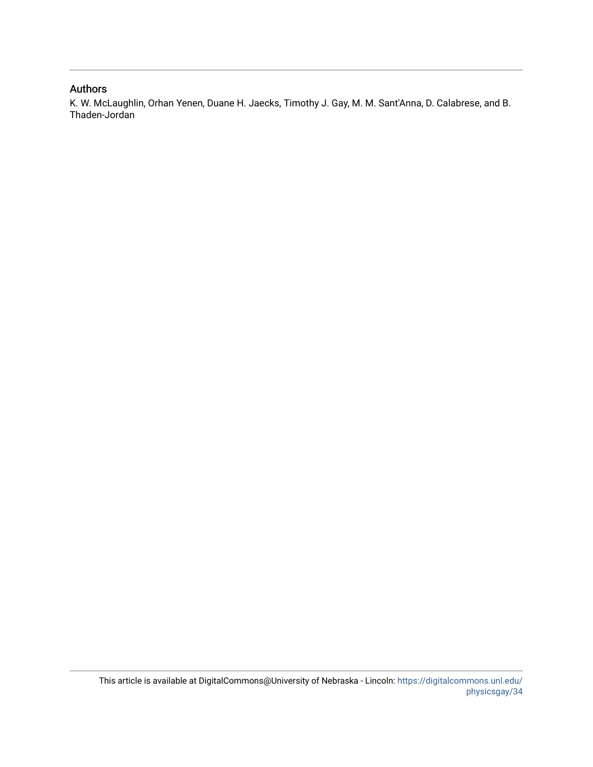## Authors

K. W. McLaughlin, Orhan Yenen, Duane H. Jaecks, Timothy J. Gay, M. M. Sant'Anna, D. Calabrese, and B. Thaden-Jordan

This article is available at DigitalCommons@University of Nebraska - Lincoln: https://digitalcommons.unl.edu/physicsgay/34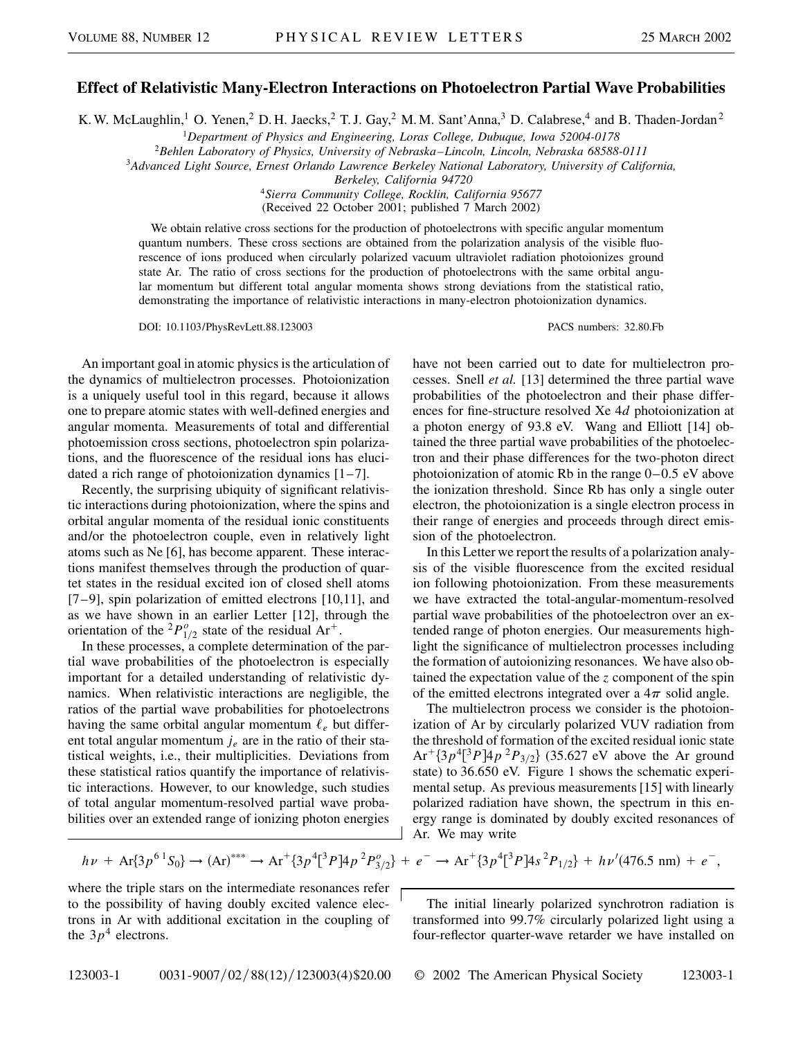# Effect of Relativistic Many-Electron Interactions on Photoelectron Partial Wave Probabilities

K. W. McLaughlin,[1] O. Yenen,[2] D. H. Jaecks,[2] T. J. Gay,[2] M. M. Sant'Anna,[3] D. Calabrese,[4] and B. Thaden-Jordan[2]

[1]Department of Physics and Engineering, Loras College, Dubuque, Iowa 52004-0178

[2]Behlen Laboratory of Physics, University of Nebraska–Lincoln, Lincoln, Nebraska 68588-0111

[3]Advanced Light Source, Ernest Orlando Lawrence Berkeley National Laboratory, University of California, Berkeley, California 94720

[4]Sierra Community College, Rocklin, California 95677

(Received 22 October 2001; published 7 March 2002)

We obtain relative cross sections for the production of photoelectrons with specific angular momentum quantum numbers. These cross sections are obtained from the polarization analysis of the visible fluorescence of ions produced when circularly polarized vacuum ultraviolet radiation photoionizes ground state Ar. The ratio of cross sections for the production of photoelectrons with the same orbital angular momentum but different total angular momenta shows strong deviations from the statistical ratio, demonstrating the importance of relativistic interactions in many-electron photoionization dynamics.

DOI: 10.1103/PhysRevLett.88.123003 PACS numbers: 32.80.Fb

An important goal in atomic physics is the articulation of the dynamics of multielectron processes. Photoionization is a uniquely useful tool in this regard, because it allows one to prepare atomic states with well-defined energies and angular momenta. Measurements of total and differential photoemission cross sections, photoelectron spin polarizations, and the fluorescence of the residual ions has elucidated a rich range of photoionization dynamics [1–7].

Recently, the surprising ubiquity of significant relativistic interactions during photoionization, where the spins and orbital angular momenta of the residual ionic constituents and/or the photoelectron couple, even in relatively light atoms such as Ne [6], has become apparent. These interactions manifest themselves through the production of quartet states in the residual excited ion of closed shell atoms [7–9], spin polarization of emitted electrons [10,11], and as we have shown in an earlier Letter [12], through the orientation of the ${}^2P^o_{1/2}$ state of the residual $\mathrm{Ar}^+$.

In these processes, a complete determination of the partial wave probabilities of the photoelectron is especially important for a detailed understanding of relativistic dynamics. When relativistic interactions are negligible, the ratios of the partial wave probabilities for photoelectrons having the same orbital angular momentum $\ell_e$ but different total angular momentum $j_e$ are in the ratio of their statistical weights, i.e., their multiplicities. Deviations from these statistical ratios quantify the importance of relativistic interactions. However, to our knowledge, such studies of total angular momentum-resolved partial wave probabilities over an extended range of ionizing photon energies have not been carried out to date for multielectron processes. Snell *et al.* [13] determined the three partial wave probabilities of the photoelectron and their phase differences for fine-structure resolved Xe 4$d$ photoionization at a photon energy of 93.8 eV. Wang and Elliott [14] obtained the three partial wave probabilities of the photoelectron and their phase differences for the two-photon direct photoionization of atomic Rb in the range 0–0.5 eV above the ionization threshold. Since Rb has only a single outer electron, the photoionization is a single electron process in their range of energies and proceeds through direct emission of the photoelectron.

In this Letter we report the results of a polarization analysis of the visible fluorescence from the excited residual ion following photoionization. From these measurements we have extracted the total-angular-momentum-resolved partial wave probabilities of the photoelectron over an extended range of photon energies. Our measurements highlight the significance of multielectron processes including the formation of autoionizing resonances. We have also obtained the expectation value of the $z$ component of the spin of the emitted electrons integrated over a $4\pi$ solid angle.

The multielectron process we consider is the photoionization of Ar by circularly polarized VUV radiation from the threshold of formation of the excited residual ionic state $\mathrm{Ar}^+\{3p^4[{}^3P]4p\ {}^2P_{3/2}\}$ (35.627 eV above the Ar ground state) to 36.650 eV. Figure 1 shows the schematic experimental setup. As previous measurements [15] with linearly polarized radiation have shown, the spectrum in this energy range is dominated by doubly excited resonances of Ar. We may write

$$h\nu + \mathrm{Ar}\{3p^6\ {}^1S_0\} \rightarrow (\mathrm{Ar})^{***} \rightarrow \mathrm{Ar}^+\{3p^4[{}^3P]4p\ {}^2P^o_{3/2}\} + e^- \rightarrow \mathrm{Ar}^+\{3p^4[{}^3P]4s\ {}^2P_{1/2}\} + h\nu'(476.5\ \mathrm{nm}) + e^-,$$

where the triple stars on the intermediate resonances refer to the possibility of having doubly excited valence electrons in Ar with additional excitation in the coupling of the $3p^4$ electrons.

The initial linearly polarized synchrotron radiation is transformed into 99.7% circularly polarized light using a four-reflector quarter-wave retarder we have installed on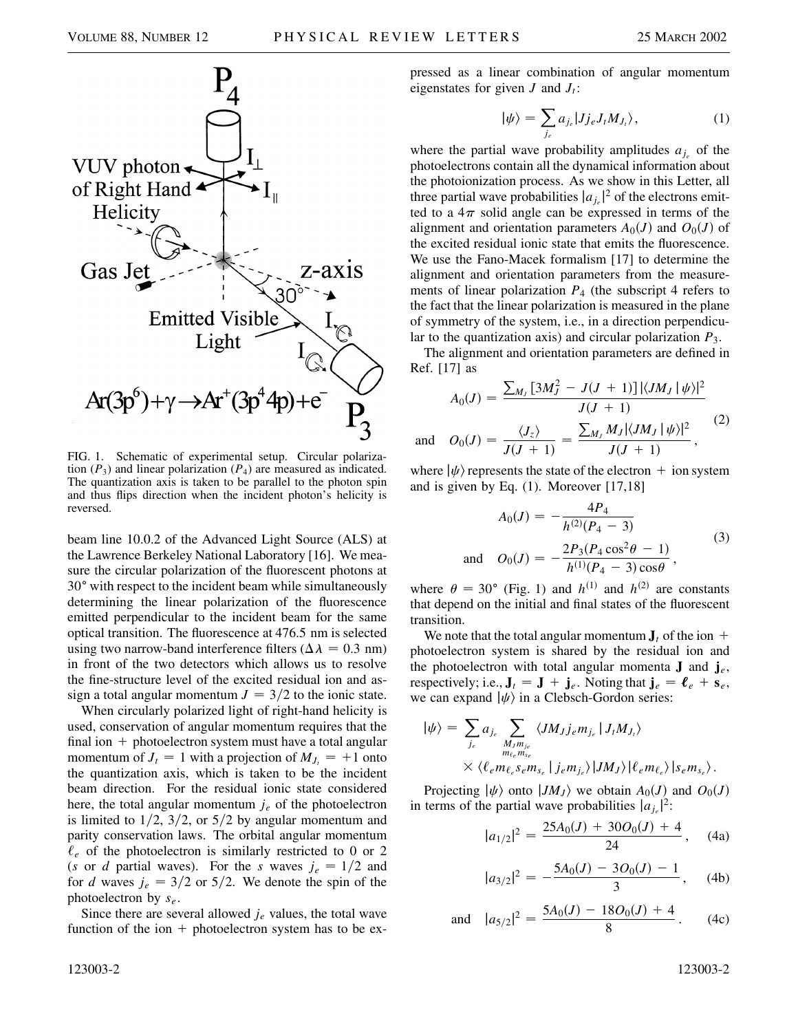FIG. 1. Schematic of experimental setup. Circular polarization ($P_3$) and linear polarization ($P_4$) are measured as indicated. The quantization axis is taken to be parallel to the photon spin and thus flips direction when the incident photon's helicity is reversed.

beam line 10.0.2 of the Advanced Light Source (ALS) at the Lawrence Berkeley National Laboratory [16]. We measure the circular polarization of the fluorescent photons at 30° with respect to the incident beam while simultaneously determining the linear polarization of the fluorescence emitted perpendicular to the incident beam for the same optical transition. The fluorescence at 476.5 nm is selected using two narrow-band interference filters ($\Delta\lambda = 0.3$ nm) in front of the two detectors which allows us to resolve the fine-structure level of the excited residual ion and assign a total angular momentum $J = 3/2$ to the ionic state.

When circularly polarized light of right-hand helicity is used, conservation of angular momentum requires that the final ion + photoelectron system must have a total angular momentum of $J_t = 1$ with a projection of $M_{J_t} = +1$ onto the quantization axis, which is taken to be the incident beam direction. For the residual ionic state considered here, the total angular momentum $j_e$ of the photoelectron is limited to 1/2, 3/2, or 5/2 by angular momentum and parity conservation laws. The orbital angular momentum $\ell_e$ of the photoelectron is similarly restricted to 0 or 2 ($s$ or $d$ partial waves). For the $s$ waves $j_e = 1/2$ and for $d$ waves $j_e = 3/2$ or 5/2. We denote the spin of the photoelectron by $s_e$.

Since there are several allowed $j_e$ values, the total wave function of the ion + photoelectron system has to be expressed as a linear combination of angular momentum eigenstates for given $J$ and $J_t$:

$$|\psi\rangle = \sum_{j_e} a_{j_e} |J j_e J_t M_{J_t}\rangle, \tag{1}$$

where the partial wave probability amplitudes $a_{j_e}$ of the photoelectrons contain all the dynamical information about the photoionization process. As we show in this Letter, all three partial wave probabilities $|a_{j_e}|^2$ of the electrons emitted to a $4\pi$ solid angle can be expressed in terms of the alignment and orientation parameters $A_0(J)$ and $O_0(J)$ of the excited residual ionic state that emits the fluorescence. We use the Fano-Macek formalism [17] to determine the alignment and orientation parameters from the measurements of linear polarization $P_4$ (the subscript 4 refers to the fact that the linear polarization is measured in the plane of symmetry of the system, i.e., in a direction perpendicular to the quantization axis) and circular polarization $P_3$.

The alignment and orientation parameters are defined in Ref. [17] as

$$A_0(J) = \frac{\sum_{M_J} [3M_J^2 - J(J+1)] |\langle J M_J | \psi \rangle|^2}{J(J+1)}$$
$$\text{and} \quad O_0(J) = \frac{\langle J_z \rangle}{J(J+1)} = \frac{\sum_{M_J} M_J |\langle J M_J | \psi \rangle|^2}{J(J+1)}, \tag{2}$$

where $|\psi\rangle$ represents the state of the electron + ion system and is given by Eq. (1). Moreover [17,18]

$$A_0(J) = -\frac{4P_4}{h^{(2)}(P_4 - 3)}$$
$$\text{and} \quad O_0(J) = -\frac{2P_3(P_4 \cos^2\theta - 1)}{h^{(1)}(P_4 - 3)\cos\theta}, \tag{3}$$

where $\theta = 30°$ (Fig. 1) and $h^{(1)}$ and $h^{(2)}$ are constants that depend on the initial and final states of the fluorescent transition.

We note that the total angular momentum $\mathbf{J}_t$ of the ion + photoelectron system is shared by the residual ion and the photoelectron with total angular momenta $\mathbf{J}$ and $\mathbf{j}_e$, respectively; i.e., $\mathbf{J}_t = \mathbf{J} + \mathbf{j}_e$. Noting that $\mathbf{j}_e = \boldsymbol{\ell}_e + \mathbf{s}_e$, we can expand $|\psi\rangle$ in a Clebsch-Gordon series:

$$|\psi\rangle = \sum_{j_e} a_{j_e} \sum_{\substack{M_J m_{j_e} \\ m_{\ell_e} m_{s_e}}} \langle J M_J j_e m_{j_e} | J_t M_{J_t} \rangle \times \langle \ell_e m_{\ell_e} s_e m_{s_e} | j_e m_{j_e} \rangle |J M_J\rangle |\ell_e m_{\ell_e}\rangle |s_e m_{s_e}\rangle.$$

Projecting $|\psi\rangle$ onto $|J M_J\rangle$ we obtain $A_0(J)$ and $O_0(J)$ in terms of the partial wave probabilities $|a_{j_e}|^2$:

$$|a_{1/2}|^2 = \frac{25A_0(J) + 30O_0(J) + 4}{24}, \tag{4a}$$

$$|a_{3/2}|^2 = -\frac{5A_0(J) - 3O_0(J) - 1}{3}, \tag{4b}$$

$$\text{and} \quad |a_{5/2}|^2 = \frac{5A_0(J) - 18O_0(J) + 4}{8}. \tag{4c}$$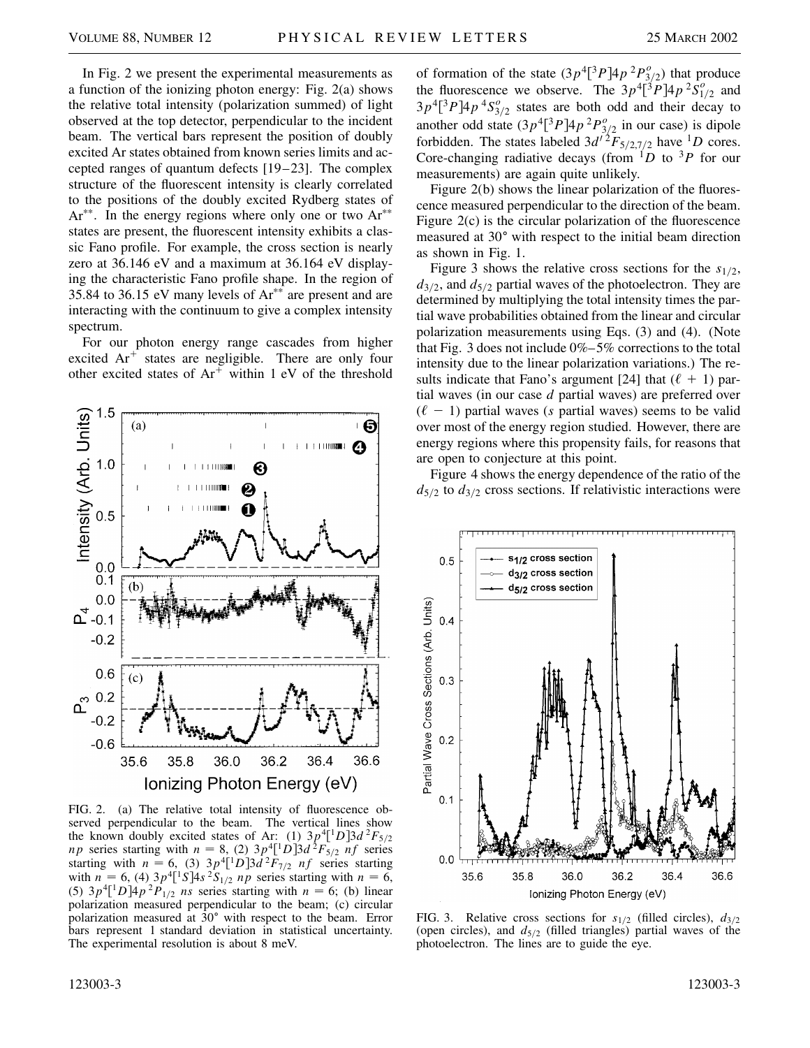In Fig. 2 we present the experimental measurements as a function of the ionizing photon energy: Fig. 2(a) shows the relative total intensity (polarization summed) of light observed at the top detector, perpendicular to the incident beam. The vertical bars represent the position of doubly excited Ar states obtained from known series limits and accepted ranges of quantum defects [19–23]. The complex structure of the fluorescent intensity is clearly correlated to the positions of the doubly excited Rydberg states of $Ar^{**}$. In the energy regions where only one or two $Ar^{**}$ states are present, the fluorescent intensity exhibits a classic Fano profile. For example, the cross section is nearly zero at 36.146 eV and a maximum at 36.164 eV displaying the characteristic Fano profile shape. In the region of 35.84 to 36.15 eV many levels of $Ar^{**}$ are present and are interacting with the continuum to give a complex intensity spectrum.

For our photon energy range cascades from higher excited $Ar^+$ states are negligible. There are only four other excited states of $Ar^+$ within 1 eV of the threshold of formation of the state $(3p^4[^3P]4p\,^2P^o_{3/2})$ that produce the fluorescence we observe. The $3p^4[^3P]4p\,^2S^o_{1/2}$ and $3p^4[^3P]4p\,^4S^o_{3/2}$ states are both odd and their decay to another odd state $(3p^4[^3P]4p\,^2P^o_{3/2}$ in our case) is dipole forbidden. The states labeled $3d'\,^2F_{5/2,7/2}$ have $^1D$ cores. Core-changing radiative decays (from $^1D$ to $^3P$ for our measurements) are again quite unlikely.

FIG. 2. (a) The relative total intensity of fluorescence observed perpendicular to the beam. The vertical lines show the known doubly excited states of Ar: (1) $3p^4[^1D]3d\,^2F_{5/2}$ $np$ series starting with $n = 8$, (2) $3p^4[^1D]3d\,^2F_{5/2}$ $nf$ series starting with $n = 6$, (3) $3p^4[^1D]3d\,^2F_{7/2}$ $nf$ series starting with $n = 6$, (4) $3p^4[^1S]4s\,^2S_{1/2}$ $np$ series starting with $n = 6$, (5) $3p^4[^1D]4p\,^2P_{1/2}$ $ns$ series starting with $n = 6$; (b) linear polarization measured perpendicular to the beam; (c) circular polarization measured at 30° with respect to the beam. Error bars represent 1 standard deviation in statistical uncertainty. The experimental resolution is about 8 meV.

Figure 2(b) shows the linear polarization of the fluorescence measured perpendicular to the direction of the beam. Figure 2(c) is the circular polarization of the fluorescence measured at 30° with respect to the initial beam direction as shown in Fig. 1.

Figure 3 shows the relative cross sections for the $s_{1/2}$, $d_{3/2}$, and $d_{5/2}$ partial waves of the photoelectron. They are determined by multiplying the total intensity times the partial wave probabilities obtained from the linear and circular polarization measurements using Eqs. (3) and (4). (Note that Fig. 3 does not include 0%–5% corrections to the total intensity due to the linear polarization variations.) The results indicate that Fano's argument [24] that $(\ell + 1)$ partial waves (in our case $d$ partial waves) are preferred over $(\ell - 1)$ partial waves ($s$ partial waves) seems to be valid over most of the energy region studied. However, there are energy regions where this propensity fails, for reasons that are open to conjecture at this point.

Figure 4 shows the energy dependence of the ratio of the $d_{5/2}$ to $d_{3/2}$ cross sections. If relativistic interactions were

FIG. 3. Relative cross sections for $s_{1/2}$ (filled circles), $d_{3/2}$ (open circles), and $d_{5/2}$ (filled triangles) partial waves of the photoelectron. The lines are to guide the eye.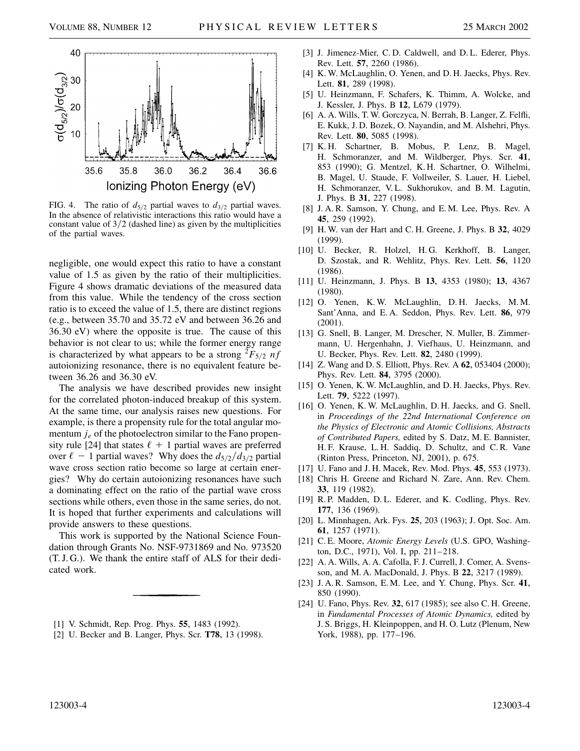40

30

20

10

$\sigma(d_{5/2})/\sigma(d_{3/2})$

35.6 35.8 36.0 36.2 36.4 36.6

Ionizing Photon Energy (eV)

FIG. 4. The ratio of $d_{5/2}$ partial waves to $d_{3/2}$ partial waves. In the absence of relativistic interactions this ratio would have a constant value of $3/2$ (dashed line) as given by the multiplicities of the partial waves.

negligible, one would expect this ratio to have a constant value of 1.5 as given by the ratio of their multiplicities. Figure 4 shows dramatic deviations of the measured data from this value. While the tendency of the cross section ratio is to exceed the value of 1.5, there are distinct regions (e.g., between 35.70 and 35.72 eV and between 36.26 and 36.30 eV) where the opposite is true. The cause of this behavior is not clear to us; while the former energy range is characterized by what appears to be a strong $^2F_{5/2}\ nf$ autoionizing resonance, there is no equivalent feature between 36.26 and 36.30 eV.

The analysis we have described provides new insight for the correlated photon-induced breakup of this system. At the same time, our analysis raises new questions. For example, is there a propensity rule for the total angular momentum $j_e$ of the photoelectron similar to the Fano propensity rule [24] that states $\ell + 1$ partial waves are preferred over $\ell - 1$ partial waves? Why does the $d_{5/2}/d_{3/2}$ partial wave cross section ratio become so large at certain energies? Why do certain autoionizing resonances have such a dominating effect on the ratio of the partial wave cross sections while others, even those in the same series, do not. It is hoped that further experiments and calculations will provide answers to these questions.

This work is supported by the National Science Foundation through Grants No. NSF-9731869 and No. 973520 (T. J. G.). We thank the entire staff of ALS for their dedicated work.

[1] V. Schmidt, Rep. Prog. Phys. **55**, 1483 (1992).

[2] U. Becker and B. Langer, Phys. Scr. **T78**, 13 (1998).

[3] J. Jimenez-Mier, C. D. Caldwell, and D. L. Ederer, Phys. Rev. Lett. **57**, 2260 (1986).

[4] K. W. McLaughlin, O. Yenen, and D. H. Jaecks, Phys. Rev. Lett. **81**, 289 (1998).

[5] U. Heinzmann, F. Schafers, K. Thimm, A. Wolcke, and J. Kessler, J. Phys. B **12**, L679 (1979).

[6] A. A. Wills, T. W. Gorczyca, N. Berrah, B. Langer, Z. Felfli, E. Kukk, J. D. Bozek, O. Nayandin, and M. Alshehri, Phys. Rev. Lett. **80**, 5085 (1998).

[7] K. H. Schartner, B. Mobus, P. Lenz, B. Magel, H. Schmoranzer, and M. Wildberger, Phys. Scr. **41**, 853 (1990); G. Mentzel, K. H. Schartner, O. Wilhelmi, B. Magel, U. Staude, F. Vollweiler, S. Lauer, H. Liebel, H. Schmoranzer, V. L. Sukhorukov, and B. M. Lagutin, J. Phys. B **31**, 227 (1998).

[8] J. A. R. Samson, Y. Chung, and E. M. Lee, Phys. Rev. A **45**, 259 (1992).

[9] H. W. van der Hart and C. H. Greene, J. Phys. B **32**, 4029 (1999).

[10] U. Becker, R. Holzel, H. G. Kerkhoff, B. Langer, D. Szostak, and R. Wehlitz, Phys. Rev. Lett. **56**, 1120 (1986).

[11] U. Heinzmann, J. Phys. B **13**, 4353 (1980); **13**, 4367 (1980).

[12] O. Yenen, K. W. McLaughlin, D. H. Jaecks, M. M. Sant'Anna, and E. A. Seddon, Phys. Rev. Lett. **86**, 979 (2001).

[13] G. Snell, B. Langer, M. Drescher, N. Muller, B. Zimmermann, U. Hergenhahn, J. Viefhaus, U. Heinzmann, and U. Becker, Phys. Rev. Lett. **82**, 2480 (1999).

[14] Z. Wang and D. S. Elliott, Phys. Rev. A **62**, 053404 (2000); Phys. Rev. Lett. **84**, 3795 (2000).

[15] O. Yenen, K. W. McLaughlin, and D. H. Jaecks, Phys. Rev. Lett. **79**, 5222 (1997).

[16] O. Yenen, K. W. McLaughlin, D. H. Jaecks, and G. Snell, in *Proceedings of the 22nd International Conference on the Physics of Electronic and Atomic Collisions, Abstracts of Contributed Papers,* edited by S. Datz, M. E. Bannister, H. F. Krause, L. H. Saddiq, D. Schultz, and C. R. Vane (Rinton Press, Princeton, NJ, 2001), p. 675.

[17] U. Fano and J. H. Macek, Rev. Mod. Phys. **45**, 553 (1973).

[18] Chris H. Greene and Richard N. Zare, Ann. Rev. Chem. **33**, 119 (1982).

[19] R. P. Madden, D. L. Ederer, and K. Codling, Phys. Rev. **177**, 136 (1969).

[20] L. Minnhagen, Ark. Fys. **25**, 203 (1963); J. Opt. Soc. Am. **61**, 1257 (1971).

[21] C. E. Moore, *Atomic Energy Levels* (U.S. GPO, Washington, D.C., 1971), Vol. I, pp. 211–218.

[22] A. A. Wills, A. A. Cafolla, F. J. Currell, J. Comer, A. Svensson, and M. A. MacDonald, J. Phys. B **22**, 3217 (1989).

[23] J. A. R. Samson, E. M. Lee, and Y. Chung, Phys. Scr. **41**, 850 (1990).

[24] U. Fano, Phys. Rev. **32**, 617 (1985); see also C. H. Greene, in *Fundamental Processes of Atomic Dynamics,* edited by J. S. Briggs, H. Kleinpoppen, and H. O. Lutz (Plenum, New York, 1988), pp. 177–196.